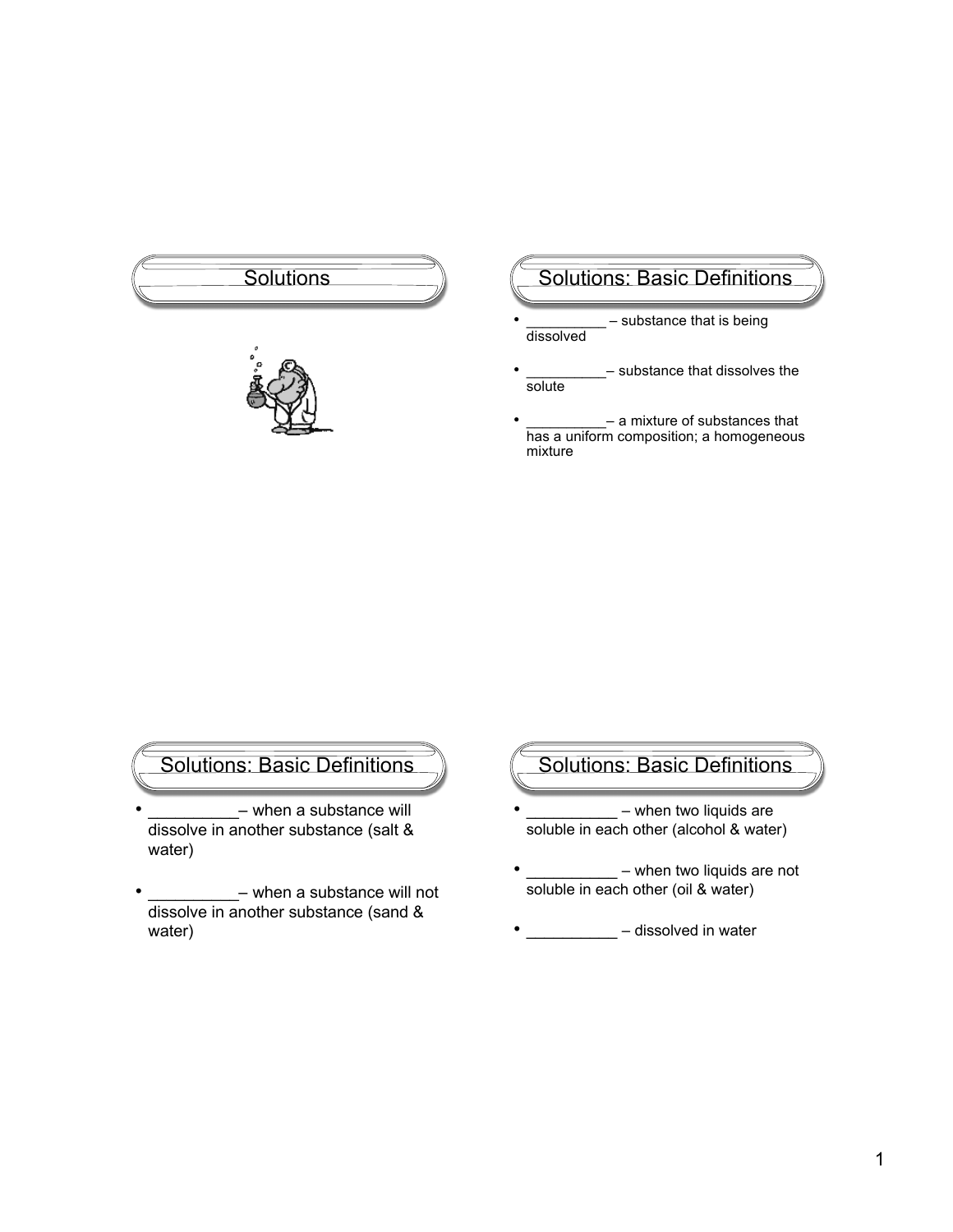## Solutions

## Solutions: Basic Definitions

- __________ – substance that is being dissolved
- __________– substance that dissolves the solute
- __________– a mixture of substances that has a uniform composition; a homogeneous mixture

## Solutions: Basic Definitions

- __________– when a substance will dissolve in another substance (salt & water)
- __________– when a substance will not dissolve in another substance (sand & water)

## Solutions: Basic Definitions

- __________ – when two liquids are soluble in each other (alcohol & water)
- __________ – when two liquids are not soluble in each other (oil & water)
- __________ – dissolved in water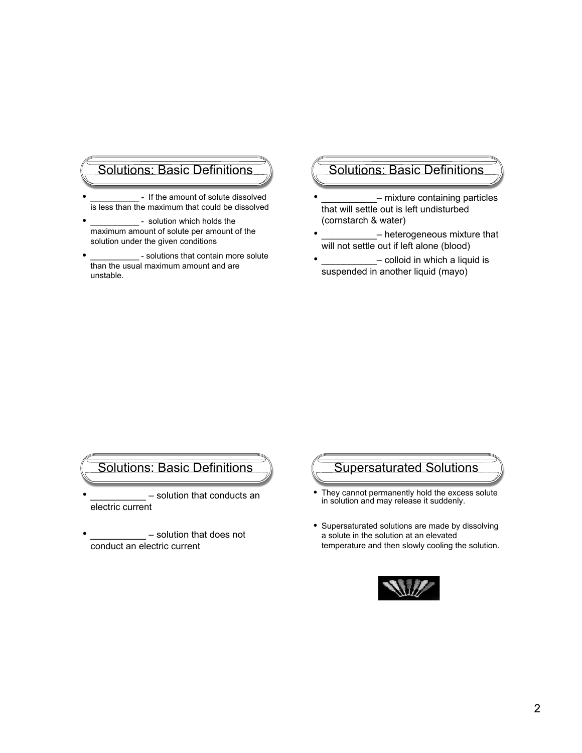## Solutions: Basic Definitions

- __________ - If the amount of solute dissolved is less than the maximum that could be dissolved
- __________ - solution which holds the maximum amount of solute per amount of the solution under the given conditions
- __________ - solutions that contain more solute than the usual maximum amount and are unstable.

## Solutions: Basic Definitions

- __________– mixture containing particles that will settle out is left undisturbed (cornstarch & water)
- __________– heterogeneous mixture that will not settle out if left alone (blood)
- __________– colloid in which a liquid is suspended in another liquid (mayo)

## Solutions: Basic Definitions

- __________ – solution that conducts an electric current
- __________ – solution that does not conduct an electric current

## Supersaturated Solutions

- They cannot permanently hold the excess solute in solution and may release it suddenly.
- Supersaturated solutions are made by dissolving a solute in the solution at an elevated temperature and then slowly cooling the solution.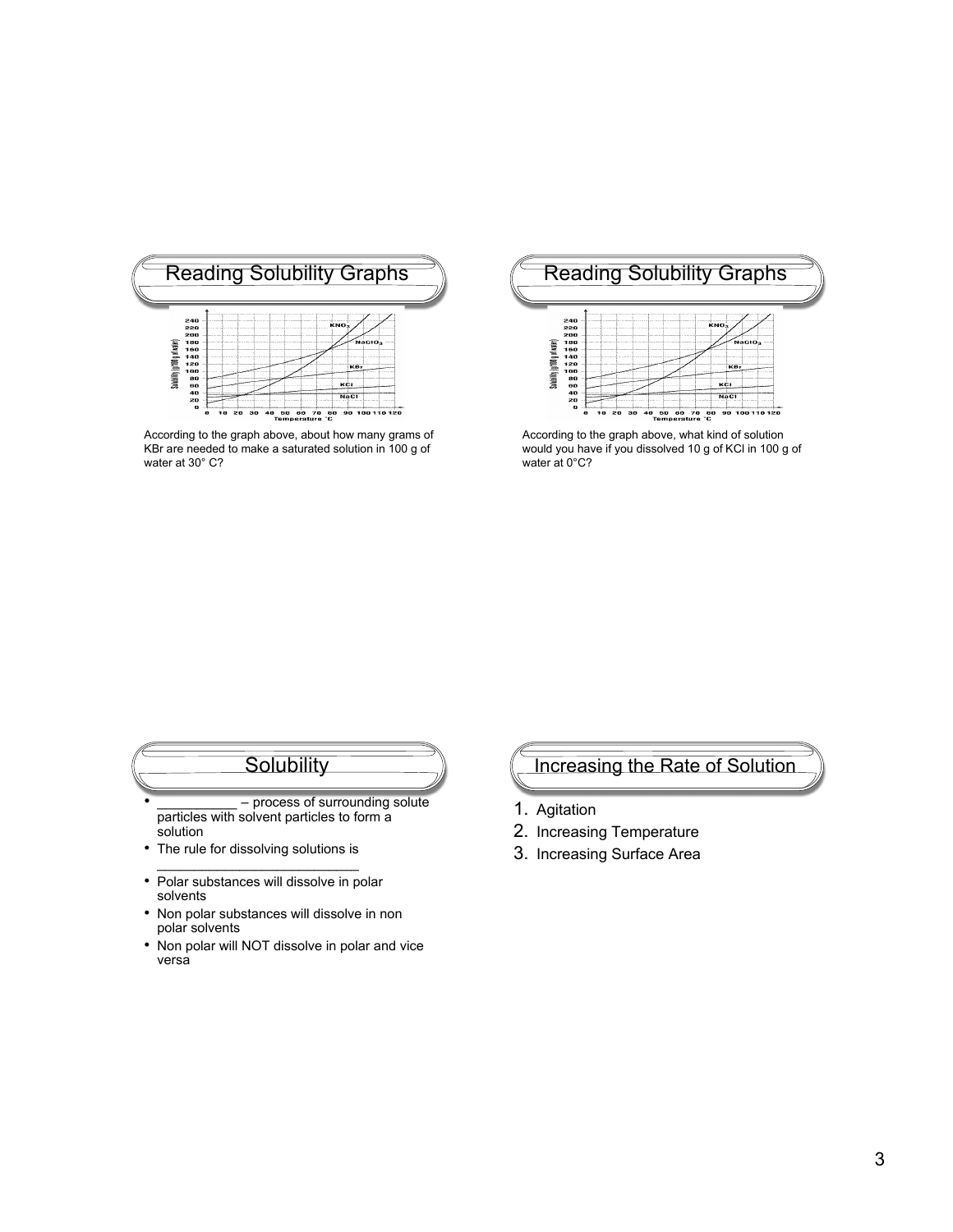## Reading Solubility Graphs

According to the graph above, about how many grams of KBr are needed to make a saturated solution in 100 g of water at 30° C?

## Reading Solubility Graphs

According to the graph above, what kind of solution would you have if you dissolved 10 g of KCl in 100 g of water at 0°C?

## Solubility

- __________ – process of surrounding solute particles with solvent particles to form a solution
- The rule for dissolving solutions is __________________________
- Polar substances will dissolve in polar solvents
- Non polar substances will dissolve in non polar solvents
- Non polar will NOT dissolve in polar and vice versa

## Increasing the Rate of Solution

1. Agitation
2. Increasing Temperature
3. Increasing Surface Area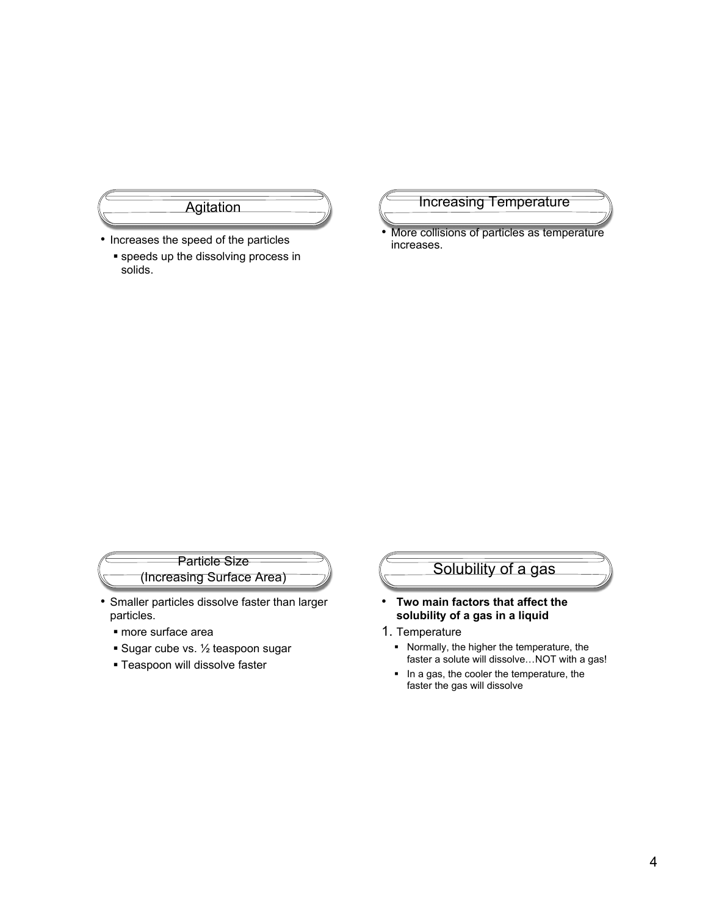## Agitation

- Increases the speed of the particles
  - speeds up the dissolving process in solids.

## Increasing Temperature

- More collisions of particles as temperature increases.

## Particle Size (Increasing Surface Area)

- Smaller particles dissolve faster than larger particles.
  - more surface area
  - Sugar cube vs. ½ teaspoon sugar
  - Teaspoon will dissolve faster

## Solubility of a gas

- **Two main factors that affect the solubility of a gas in a liquid**

1. Temperature
   - Normally, the higher the temperature, the faster a solute will dissolve…NOT with a gas!
   - In a gas, the cooler the temperature, the faster the gas will dissolve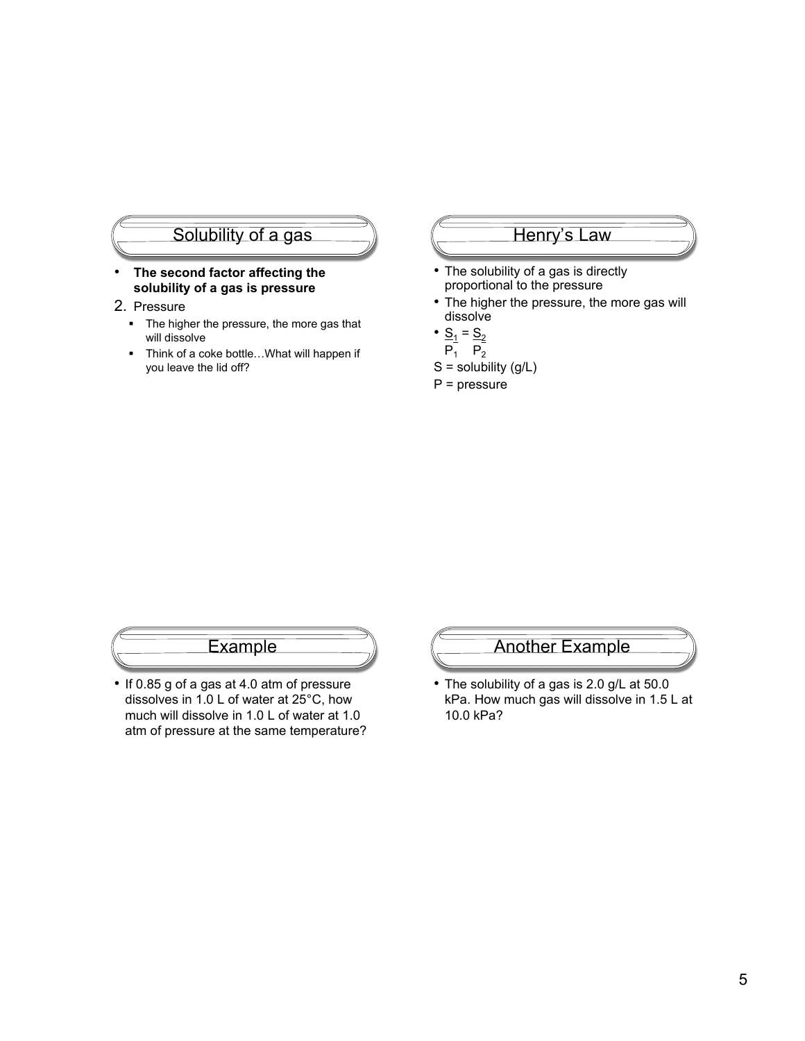## Solubility of a gas

- **The second factor affecting the solubility of a gas is pressure**

2. Pressure
   - The higher the pressure, the more gas that will dissolve
   - Think of a coke bottle…What will happen if you leave the lid off?

## Henry's Law

- The solubility of a gas is directly proportional to the pressure
- The higher the pressure, the more gas will dissolve
- $\frac{S_1}{P_1} = \frac{S_2}{P_2}$

S = solubility (g/L)

P = pressure

## Example

- If 0.85 g of a gas at 4.0 atm of pressure dissolves in 1.0 L of water at 25°C, how much will dissolve in 1.0 L of water at 1.0 atm of pressure at the same temperature?

## Another Example

- The solubility of a gas is 2.0 g/L at 50.0 kPa. How much gas will dissolve in 1.5 L at 10.0 kPa?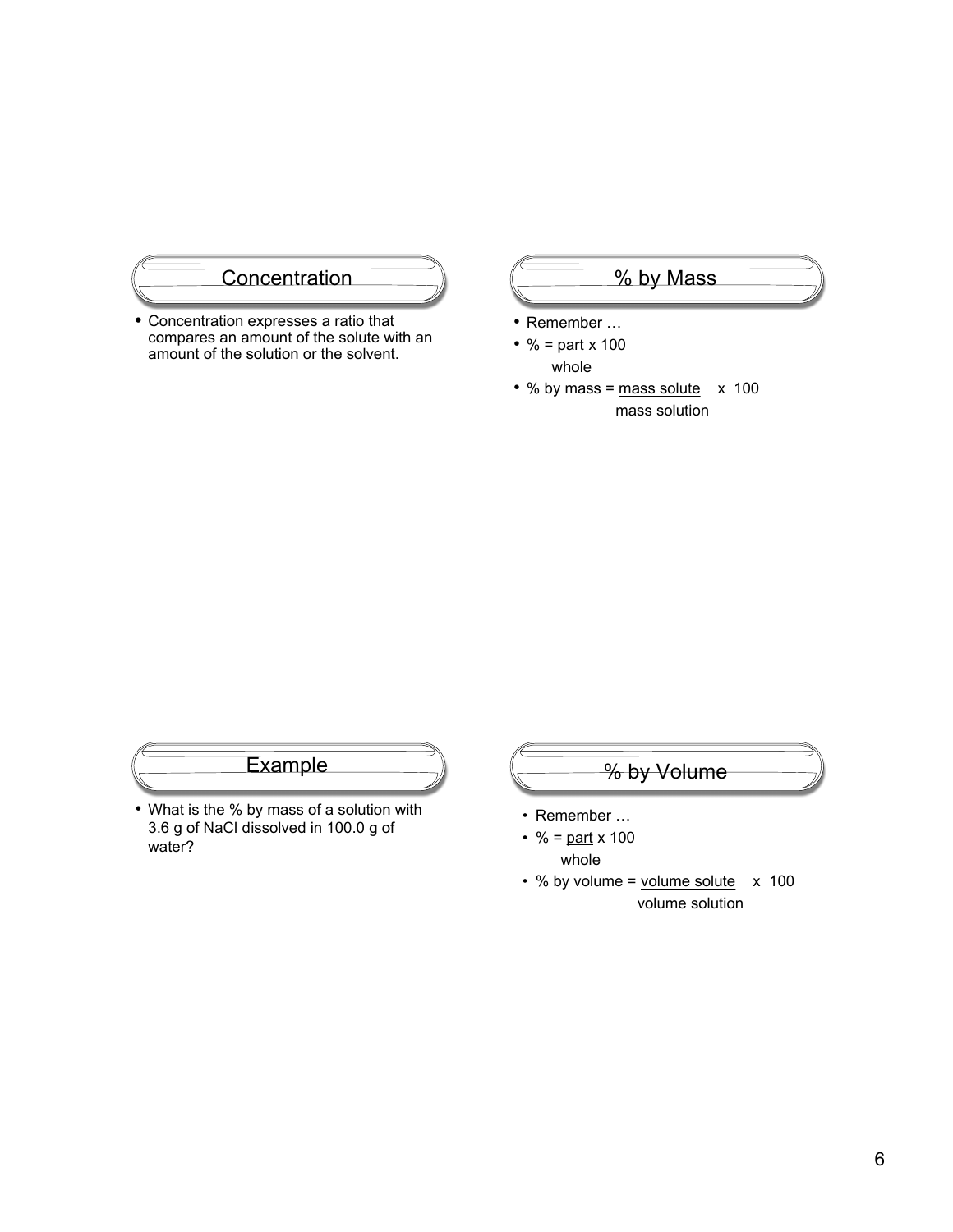## Concentration

- Concentration expresses a ratio that compares an amount of the solute with an amount of the solution or the solvent.

## % by Mass

- Remember …
- $\% = \frac{\text{part}}{\text{whole}} \times 100$
- $\text{\% by mass} = \frac{\text{mass solute}}{\text{mass solution}} \times 100$

## Example

- What is the % by mass of a solution with 3.6 g of NaCl dissolved in 100.0 g of water?

## % by Volume

- Remember …
- $\% = \frac{\text{part}}{\text{whole}} \times 100$
- $\text{\% by volume} = \frac{\text{volume solute}}{\text{volume solution}} \times 100$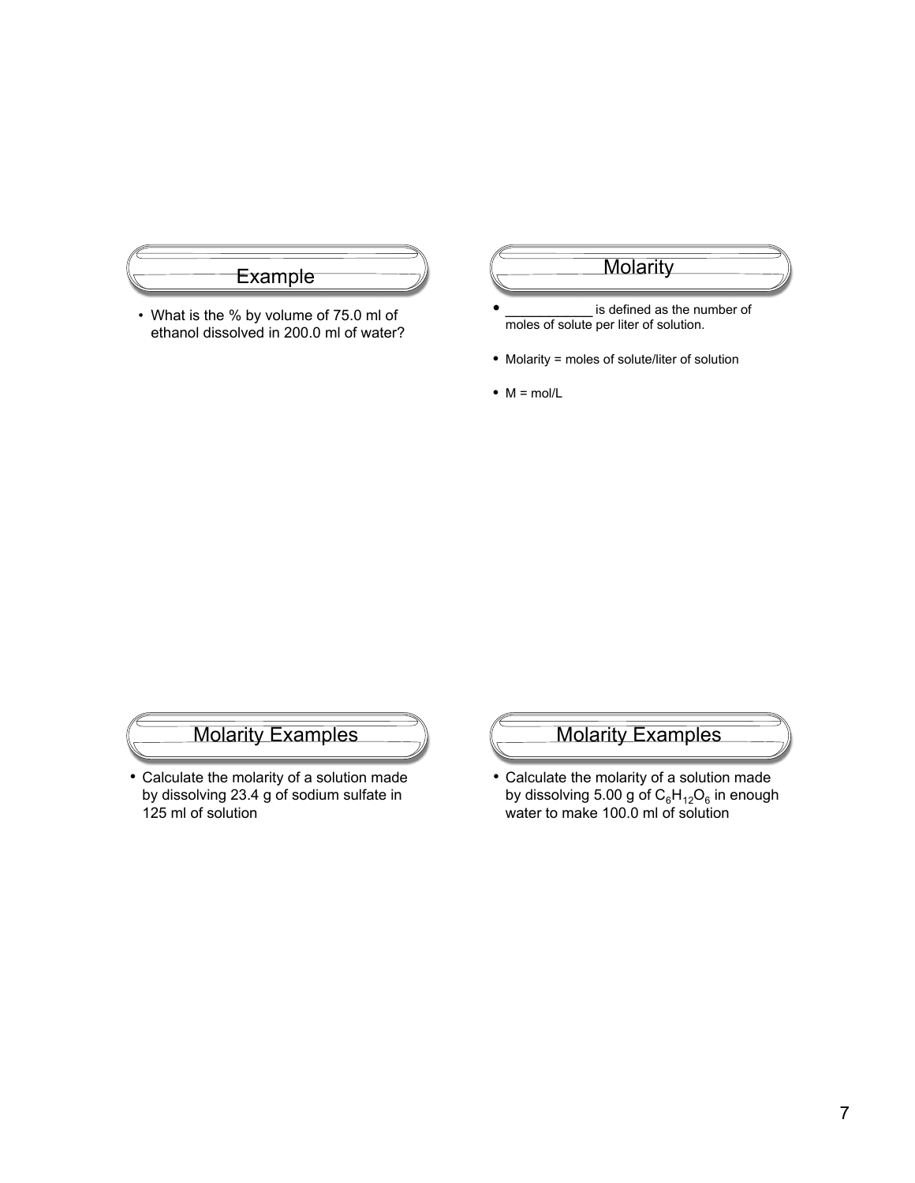## Example

- What is the % by volume of 75.0 ml of ethanol dissolved in 200.0 ml of water?

## Molarity

- ___________ is defined as the number of moles of solute per liter of solution.
- Molarity = moles of solute/liter of solution
- M = mol/L

## Molarity Examples

- Calculate the molarity of a solution made by dissolving 23.4 g of sodium sulfate in 125 ml of solution

## Molarity Examples

- Calculate the molarity of a solution made by dissolving 5.00 g of $C_6H_{12}O_6$ in enough water to make 100.0 ml of solution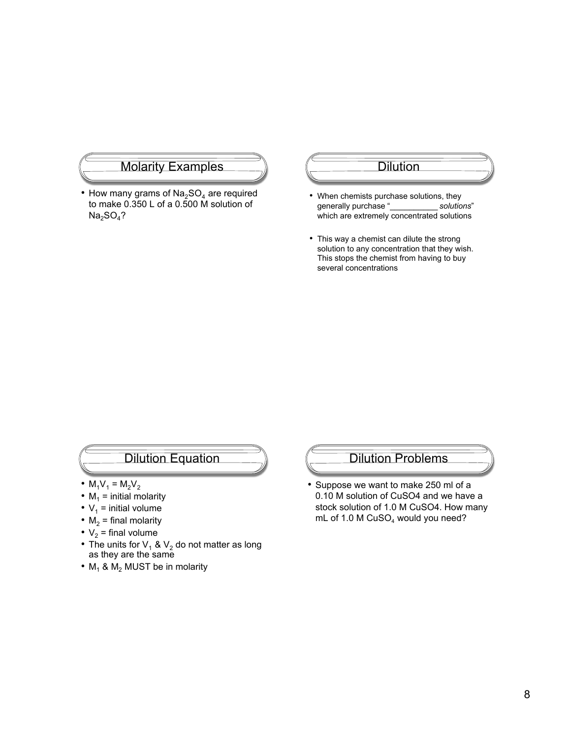## Molarity Examples

- How many grams of $Na_2SO_4$ are required to make 0.350 L of a 0.500 M solution of $Na_2SO_4$?

## Dilution

- When chemists purchase solutions, they generally purchase "__________ *solutions*" which are extremely concentrated solutions
- This way a chemist can dilute the strong solution to any concentration that they wish. This stops the chemist from having to buy several concentrations

## Dilution Equation

- $M_1V_1 = M_2V_2$
- $M_1$ = initial molarity
- $V_1$ = initial volume
- $M_2$ = final molarity
- $V_2$ = final volume
- The units for $V_1$ & $V_2$ do not matter as long as they are the same
- $M_1$ & $M_2$ MUST be in molarity

## Dilution Problems

- Suppose we want to make 250 ml of a 0.10 M solution of CuSO4 and we have a stock solution of 1.0 M CuSO4. How many mL of 1.0 M $CuSO_4$ would you need?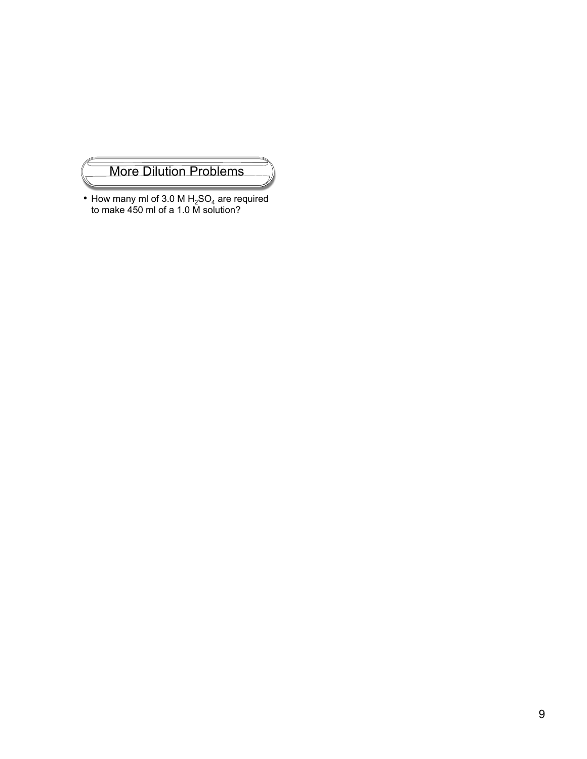## More Dilution Problems

- How many ml of 3.0 M $H_2SO_4$ are required to make 450 ml of a 1.0 M solution?